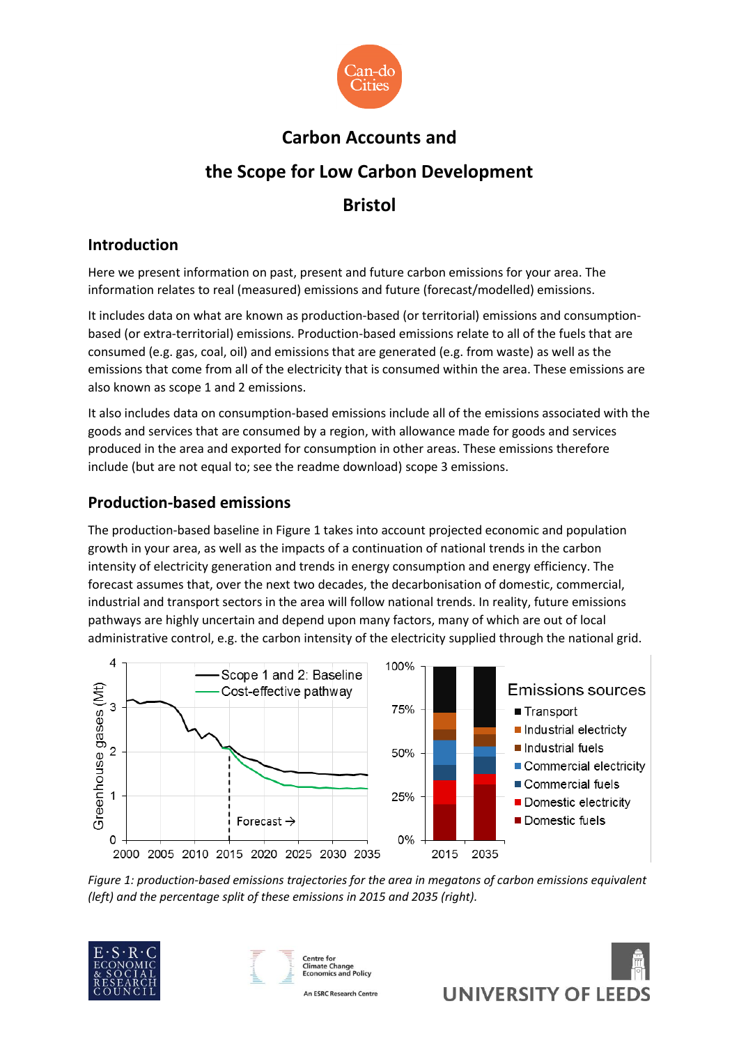# Carbon Accounts and

# the Scope for Low Carbon Development

# Bristol

## Introduction

Here we present information on past, present and future carbon emissions for your area. The information relates to real (measured) emissions and future (forecast/modelled) emissions.

It includes data on what are known as production-based (or territorial) emissions and consumption-based (or extra-territorial) emissions. Production-based emissions relate to all of the fuels that are consumed (e.g. gas, coal, oil) and emissions that are generated (e.g. from waste) as well as the emissions that come from all of the electricity that is consumed within the area. These emissions are also known as scope 1 and 2 emissions.

It also includes data on consumption-based emissions include all of the emissions associated with the goods and services that are consumed by a region, with allowance made for goods and services produced in the area and exported for consumption in other areas. These emissions therefore include (but are not equal to; see the readme download) scope 3 emissions.

## Production-based emissions

The production-based baseline in Figure 1 takes into account projected economic and population growth in your area, as well as the impacts of a continuation of national trends in the carbon intensity of electricity generation and trends in energy consumption and energy efficiency. The forecast assumes that, over the next two decades, the decarbonisation of domestic, commercial, industrial and transport sectors in the area will follow national trends. In reality, future emissions pathways are highly uncertain and depend upon many factors, many of which are out of local administrative control, e.g. the carbon intensity of the electricity supplied through the national grid.

*Figure 1: production-based emissions trajectories for the area in megatons of carbon emissions equivalent (left) and the percentage split of these emissions in 2015 and 2035 (right).*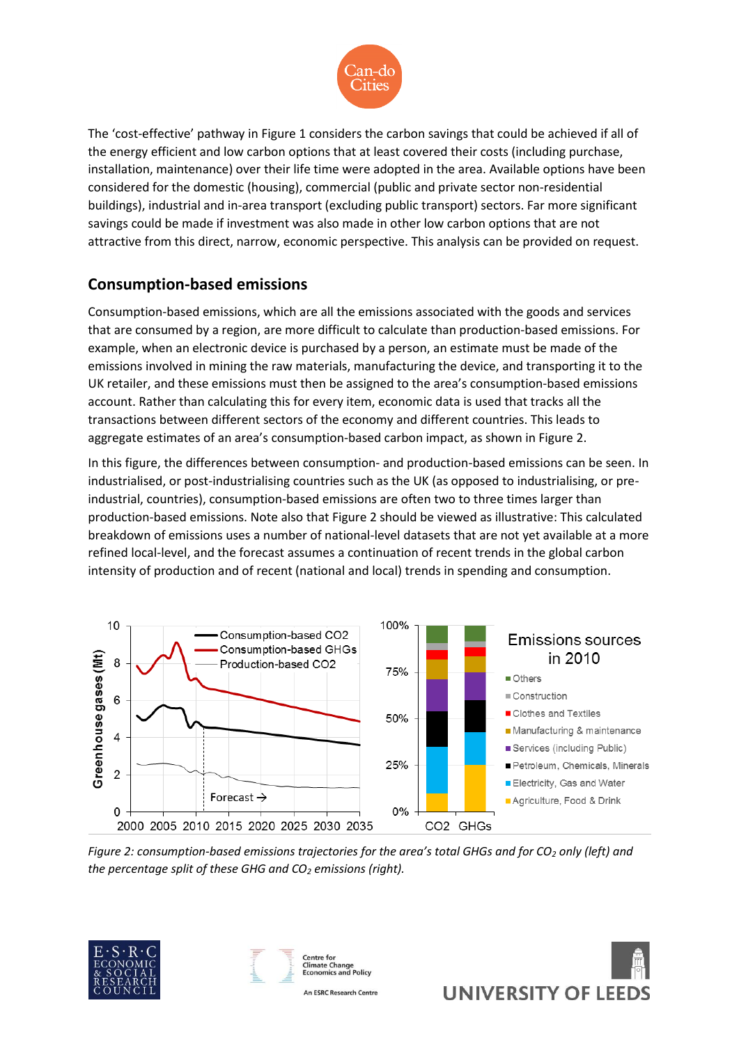The 'cost-effective' pathway in Figure 1 considers the carbon savings that could be achieved if all of the energy efficient and low carbon options that at least covered their costs (including purchase, installation, maintenance) over their life time were adopted in the area. Available options have been considered for the domestic (housing), commercial (public and private sector non-residential buildings), industrial and in-area transport (excluding public transport) sectors. Far more significant savings could be made if investment was also made in other low carbon options that are not attractive from this direct, narrow, economic perspective. This analysis can be provided on request.

## Consumption-based emissions

Consumption-based emissions, which are all the emissions associated with the goods and services that are consumed by a region, are more difficult to calculate than production-based emissions. For example, when an electronic device is purchased by a person, an estimate must be made of the emissions involved in mining the raw materials, manufacturing the device, and transporting it to the UK retailer, and these emissions must then be assigned to the area's consumption-based emissions account. Rather than calculating this for every item, economic data is used that tracks all the transactions between different sectors of the economy and different countries. This leads to aggregate estimates of an area's consumption-based carbon impact, as shown in Figure 2.

In this figure, the differences between consumption- and production-based emissions can be seen. In industrialised, or post-industrialising countries such as the UK (as opposed to industrialising, or pre-industrial, countries), consumption-based emissions are often two to three times larger than production-based emissions. Note also that Figure 2 should be viewed as illustrative: This calculated breakdown of emissions uses a number of national-level datasets that are not yet available at a more refined local-level, and the forecast assumes a continuation of recent trends in the global carbon intensity of production and of recent (national and local) trends in spending and consumption.

*Figure 2: consumption-based emissions trajectories for the area's total GHGs and for $CO_2$ only (left) and the percentage split of these GHG and $CO_2$ emissions (right).*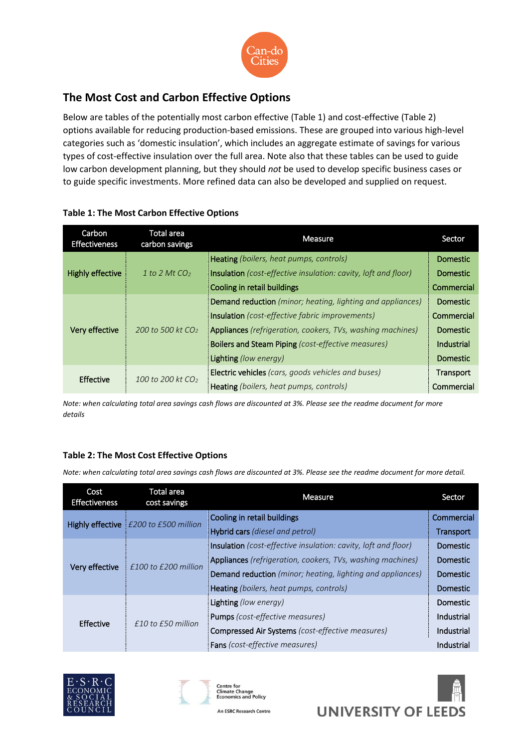## The Most Cost and Carbon Effective Options

Below are tables of the potentially most carbon effective (Table 1) and cost-effective (Table 2) options available for reducing production-based emissions. These are grouped into various high-level categories such as 'domestic insulation', which includes an aggregate estimate of savings for various types of cost-effective insulation over the full area. Note also that these tables can be used to guide low carbon development planning, but they should *not* be used to develop specific business cases or to guide specific investments. More refined data can also be developed and supplied on request.

**Table 1: The Most Carbon Effective Options**

| Carbon Effectiveness | Total area carbon savings | Measure | Sector |
|---|---|---|---|
| Highly effective | *1 to 2 Mt $CO_2$* | Heating *(boilers, heat pumps, controls)* | Domestic |
| | | Insulation *(cost-effective insulation: cavity, loft and floor)* | Domestic |
| | | Cooling in retail buildings | Commercial |
| Very effective | *200 to 500 kt $CO_2$* | Demand reduction *(minor; heating, lighting and appliances)* | Domestic |
| | | Insulation *(cost-effective fabric improvements)* | Commercial |
| | | Appliances *(refrigeration, cookers, TVs, washing machines)* | Domestic |
| | | Boilers and Steam Piping *(cost-effective measures)* | Industrial |
| | | Lighting *(low energy)* | Domestic |
| Effective | *100 to 200 kt $CO_2$* | Electric vehicles *(cars, goods vehicles and buses)* | Transport |
| | | Heating *(boilers, heat pumps, controls)* | Commercial |

*Note: when calculating total area savings cash flows are discounted at 3%. Please see the readme document for more details*

**Table 2: The Most Cost Effective Options**

*Note: when calculating total area savings cash flows are discounted at 3%. Please see the readme document for more detail.*

| Cost Effectiveness | Total area cost savings | Measure | Sector |
|---|---|---|---|
| Highly effective | *£200 to £500 million* | Cooling in retail buildings | Commercial |
| | | Hybrid cars *(diesel and petrol)* | Transport |
| Very effective | *£100 to £200 million* | Insulation *(cost-effective insulation: cavity, loft and floor)* | Domestic |
| | | Appliances *(refrigeration, cookers, TVs, washing machines)* | Domestic |
| | | Demand reduction *(minor; heating, lighting and appliances)* | Domestic |
| | | Heating *(boilers, heat pumps, controls)* | Domestic |
| Effective | *£10 to £50 million* | Lighting *(low energy)* | Domestic |
| | | Pumps *(cost-effective measures)* | Industrial |
| | | Compressed Air Systems *(cost-effective measures)* | Industrial |
| | | Fans *(cost-effective measures)* | Industrial |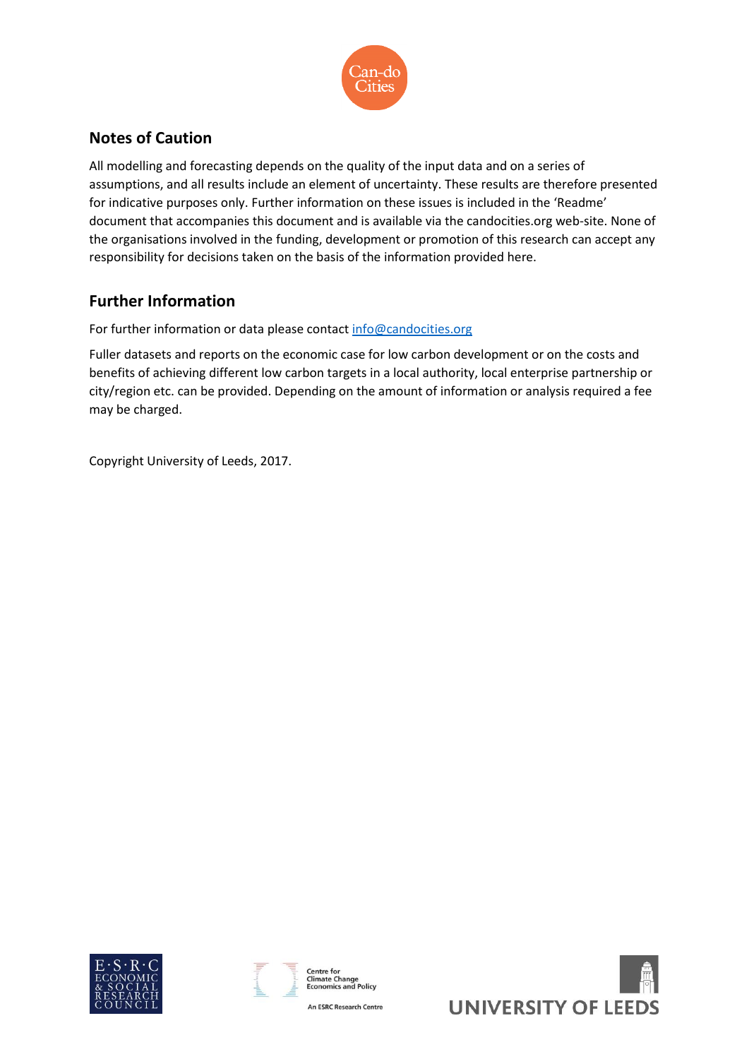## Notes of Caution

All modelling and forecasting depends on the quality of the input data and on a series of assumptions, and all results include an element of uncertainty. These results are therefore presented for indicative purposes only. Further information on these issues is included in the 'Readme' document that accompanies this document and is available via the candocities.org web-site. None of the organisations involved in the funding, development or promotion of this research can accept any responsibility for decisions taken on the basis of the information provided here.

## Further Information

For further information or data please contact info@candocities.org

Fuller datasets and reports on the economic case for low carbon development or on the costs and benefits of achieving different low carbon targets in a local authority, local enterprise partnership or city/region etc. can be provided. Depending on the amount of information or analysis required a fee may be charged.

Copyright University of Leeds, 2017.